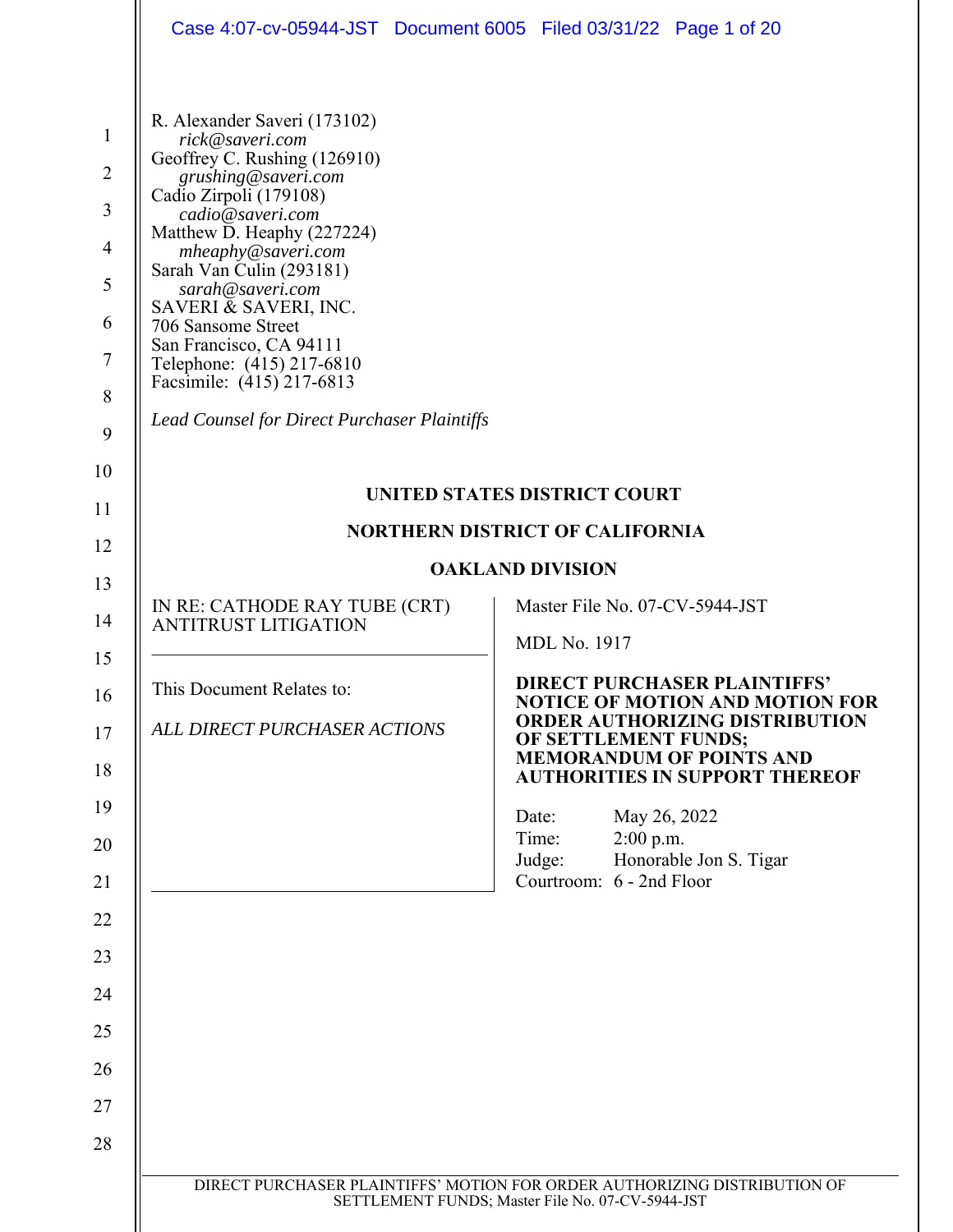R. Alexander Saveri (173102)
*rick@saveri.com*
Geoffrey C. Rushing (126910)
*grushing@saveri.com*
Cadio Zirpoli (179108)
*cadio@saveri.com*
Matthew D. Heaphy (227224)
*mheaphy@saveri.com*
Sarah Van Culin (293181)
*sarah@saveri.com*
SAVERI & SAVERI, INC.
706 Sansome Street
San Francisco, CA 94111
Telephone: (415) 217-6810
Facsimile: (415) 217-6813

*Lead Counsel for Direct Purchaser Plaintiffs*

**UNITED STATES DISTRICT COURT**

**NORTHERN DISTRICT OF CALIFORNIA**

**OAKLAND DIVISION**

IN RE: CATHODE RAY TUBE (CRT) ANTITRUST LITIGATION

This Document Relates to:

*ALL DIRECT PURCHASER ACTIONS*

Master File No. 07-CV-5944-JST

MDL No. 1917

**DIRECT PURCHASER PLAINTIFFS' NOTICE OF MOTION AND MOTION FOR ORDER AUTHORIZING DISTRIBUTION OF SETTLEMENT FUNDS; MEMORANDUM OF POINTS AND AUTHORITIES IN SUPPORT THEREOF**

Date: May 26, 2022
Time: 2:00 p.m.
Judge: Honorable Jon S. Tigar
Courtroom: 6 - 2nd Floor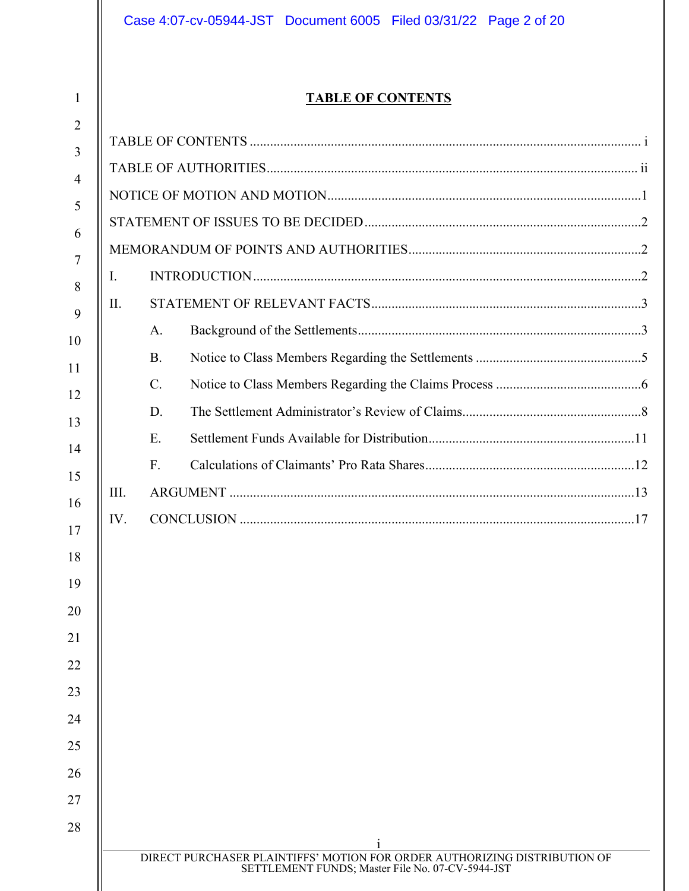# TABLE OF CONTENTS

TABLE OF CONTENTS .................................................................................................................. i

TABLE OF AUTHORITIES ........................................................................................................ ii

NOTICE OF MOTION AND MOTION ........................................................................................ 1

STATEMENT OF ISSUES TO BE DECIDED ............................................................................. 2

MEMORANDUM OF POINTS AND AUTHORITIES ................................................................ 2

I. INTRODUCTION ................................................................................................................ 2

II. STATEMENT OF RELEVANT FACTS ............................................................................. 3

  A. Background of the Settlements .................................................................................. 3

  B. Notice to Class Members Regarding the Settlements ................................................ 5

  C. Notice to Class Members Regarding the Claims Process .......................................... 6

  D. The Settlement Administrator's Review of Claims .................................................... 8

  E. Settlement Funds Available for Distribution ............................................................ 11

  F. Calculations of Claimants' Pro Rata Shares ............................................................. 12

III. ARGUMENT ..................................................................................................................... 13

IV. CONCLUSION .................................................................................................................. 17

DIRECT PURCHASER PLAINTIFFS' MOTION FOR ORDER AUTHORIZING DISTRIBUTION OF SETTLEMENT FUNDS; Master File No. 07-CV-5944-JST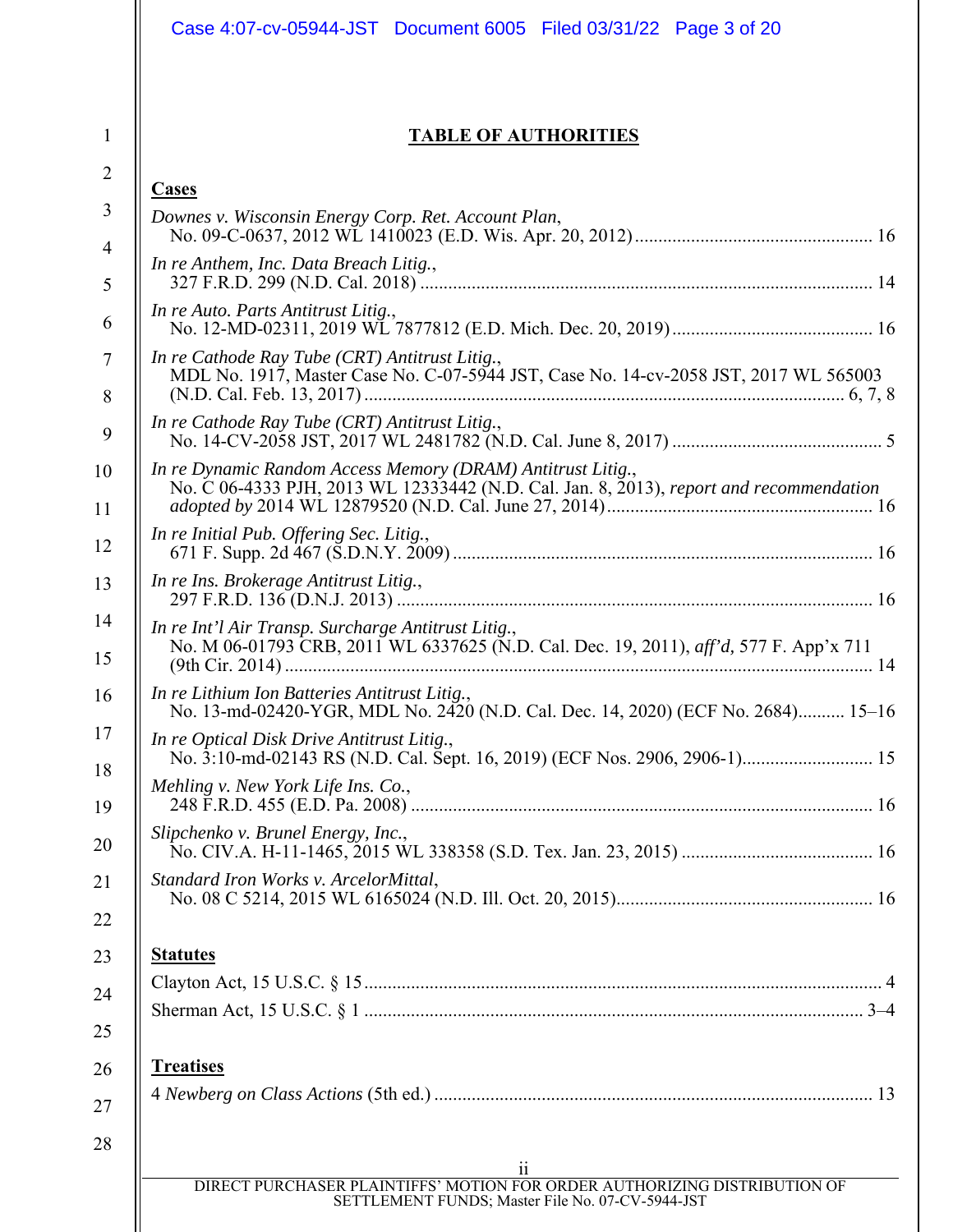# TABLE OF AUTHORITIES

## Cases

*Downes v. Wisconsin Energy Corp. Ret. Account Plan*, No. 09-C-0637, 2012 WL 1410023 (E.D. Wis. Apr. 20, 2012) ............ 16

*In re Anthem, Inc. Data Breach Litig.*, 327 F.R.D. 299 (N.D. Cal. 2018) ............ 14

*In re Auto. Parts Antitrust Litig.*, No. 12-MD-02311, 2019 WL 7877812 (E.D. Mich. Dec. 20, 2019) ............ 16

*In re Cathode Ray Tube (CRT) Antitrust Litig.*, MDL No. 1917, Master Case No. C-07-5944 JST, Case No. 14-cv-2058 JST, 2017 WL 565003 (N.D. Cal. Feb. 13, 2017) ............ 6, 7, 8

*In re Cathode Ray Tube (CRT) Antitrust Litig.*, No. 14-CV-2058 JST, 2017 WL 2481782 (N.D. Cal. June 8, 2017) ............ 5

*In re Dynamic Random Access Memory (DRAM) Antitrust Litig.*, No. C 06-4333 PJH, 2013 WL 12333442 (N.D. Cal. Jan. 8, 2013), *report and recommendation adopted by* 2014 WL 12879520 (N.D. Cal. June 27, 2014) ............ 16

*In re Initial Pub. Offering Sec. Litig.*, 671 F. Supp. 2d 467 (S.D.N.Y. 2009) ............ 16

*In re Ins. Brokerage Antitrust Litig.*, 297 F.R.D. 136 (D.N.J. 2013) ............ 16

*In re Int'l Air Transp. Surcharge Antitrust Litig.*, No. M 06-01793 CRB, 2011 WL 6337625 (N.D. Cal. Dec. 19, 2011), *aff'd,* 577 F. App'x 711 (9th Cir. 2014) ............ 14

*In re Lithium Ion Batteries Antitrust Litig.*, No. 13-md-02420-YGR, MDL No. 2420 (N.D. Cal. Dec. 14, 2020) (ECF No. 2684) ............ 15–16

*In re Optical Disk Drive Antitrust Litig.*, No. 3:10-md-02143 RS (N.D. Cal. Sept. 16, 2019) (ECF Nos. 2906, 2906-1) ............ 15

*Mehling v. New York Life Ins. Co.*, 248 F.R.D. 455 (E.D. Pa. 2008) ............ 16

*Slipchenko v. Brunel Energy, Inc.*, No. CIV.A. H-11-1465, 2015 WL 338358 (S.D. Tex. Jan. 23, 2015) ............ 16

*Standard Iron Works v. ArcelorMittal*, No. 08 C 5214, 2015 WL 6165024 (N.D. Ill. Oct. 20, 2015) ............ 16

## Statutes

Clayton Act, 15 U.S.C. § 15 ............ 4

Sherman Act, 15 U.S.C. § 1 ............ 3–4

## Treatises

4 *Newberg on Class Actions* (5th ed.) ............ 13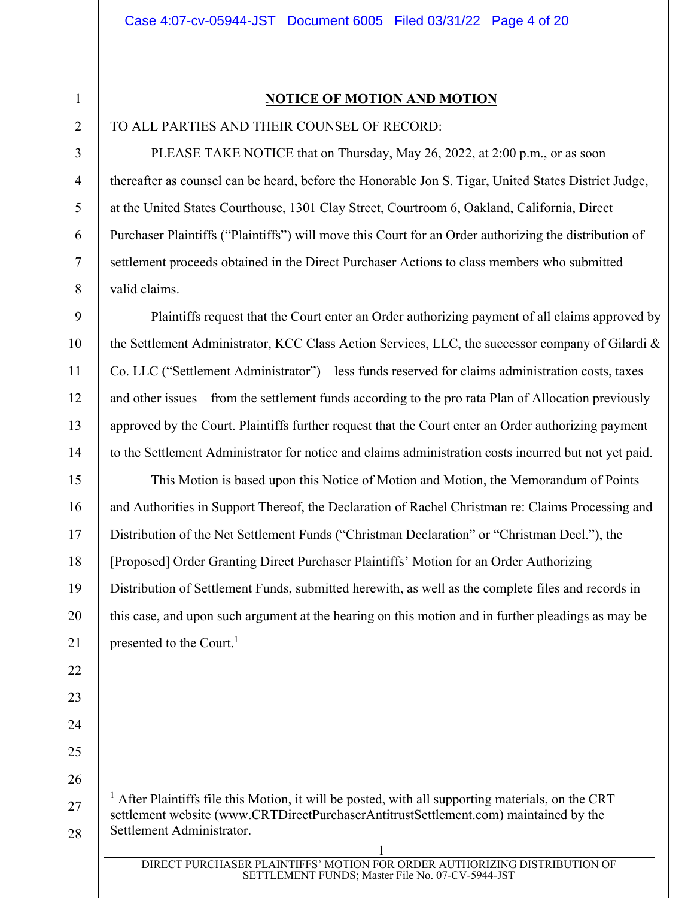**NOTICE OF MOTION AND MOTION**

TO ALL PARTIES AND THEIR COUNSEL OF RECORD:

PLEASE TAKE NOTICE that on Thursday, May 26, 2022, at 2:00 p.m., or as soon thereafter as counsel can be heard, before the Honorable Jon S. Tigar, United States District Judge, at the United States Courthouse, 1301 Clay Street, Courtroom 6, Oakland, California, Direct Purchaser Plaintiffs ("Plaintiffs") will move this Court for an Order authorizing the distribution of settlement proceeds obtained in the Direct Purchaser Actions to class members who submitted valid claims.

Plaintiffs request that the Court enter an Order authorizing payment of all claims approved by the Settlement Administrator, KCC Class Action Services, LLC, the successor company of Gilardi & Co. LLC ("Settlement Administrator")—less funds reserved for claims administration costs, taxes and other issues—from the settlement funds according to the pro rata Plan of Allocation previously approved by the Court. Plaintiffs further request that the Court enter an Order authorizing payment to the Settlement Administrator for notice and claims administration costs incurred but not yet paid.

This Motion is based upon this Notice of Motion and Motion, the Memorandum of Points and Authorities in Support Thereof, the Declaration of Rachel Christman re: Claims Processing and Distribution of the Net Settlement Funds ("Christman Declaration" or "Christman Decl."), the [Proposed] Order Granting Direct Purchaser Plaintiffs' Motion for an Order Authorizing Distribution of Settlement Funds, submitted herewith, as well as the complete files and records in this case, and upon such argument at the hearing on this motion and in further pleadings as may be presented to the Court.[1]

[1] After Plaintiffs file this Motion, it will be posted, with all supporting materials, on the CRT settlement website (www.CRTDirectPurchaserAntitrustSettlement.com) maintained by the Settlement Administrator.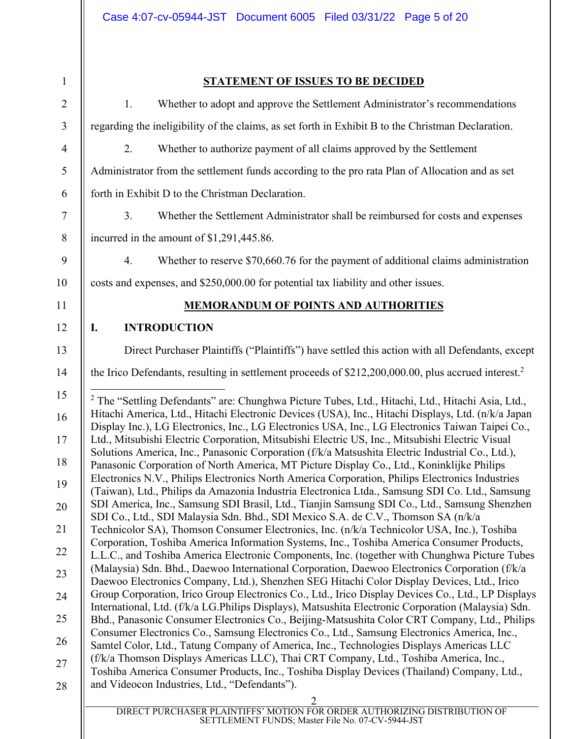## STATEMENT OF ISSUES TO BE DECIDED

1. Whether to adopt and approve the Settlement Administrator's recommendations regarding the ineligibility of the claims, as set forth in Exhibit B to the Christman Declaration.

2. Whether to authorize payment of all claims approved by the Settlement Administrator from the settlement funds according to the pro rata Plan of Allocation and as set forth in Exhibit D to the Christman Declaration.

3. Whether the Settlement Administrator shall be reimbursed for costs and expenses incurred in the amount of $1,291,445.86.

4. Whether to reserve $70,660.76 for the payment of additional claims administration costs and expenses, and $250,000.00 for potential tax liability and other issues.

## MEMORANDUM OF POINTS AND AUTHORITIES

### I. INTRODUCTION

Direct Purchaser Plaintiffs ("Plaintiffs") have settled this action with all Defendants, except the Irico Defendants, resulting in settlement proceeds of $212,200,000.00, plus accrued interest.[2]

[2] The "Settling Defendants" are: Chunghwa Picture Tubes, Ltd., Hitachi, Ltd., Hitachi Asia, Ltd., Hitachi America, Ltd., Hitachi Electronic Devices (USA), Inc., Hitachi Displays, Ltd. (n/k/a Japan Display Inc.), LG Electronics, Inc., LG Electronics USA, Inc., LG Electronics Taiwan Taipei Co., Ltd., Mitsubishi Electric Corporation, Mitsubishi Electric US, Inc., Mitsubishi Electric Visual Solutions America, Inc., Panasonic Corporation (f/k/a Matsushita Electric Industrial Co., Ltd.), Panasonic Corporation of North America, MT Picture Display Co., Ltd., Koninklijke Philips Electronics N.V., Philips Electronics North America Corporation, Philips Electronics Industries (Taiwan), Ltd., Philips da Amazonia Industria Electronica Ltda., Samsung SDI Co. Ltd., Samsung SDI America, Inc., Samsung SDI Brasil, Ltd., Tianjin Samsung SDI Co., Ltd., Samsung Shenzhen SDI Co., Ltd., SDI Malaysia Sdn. Bhd., SDI Mexico S.A. de C.V., Thomson SA (n/k/a Technicolor SA), Thomson Consumer Electronics, Inc. (n/k/a Technicolor USA, Inc.), Toshiba Corporation, Toshiba America Information Systems, Inc., Toshiba America Consumer Products, L.L.C., and Toshiba America Electronic Components, Inc. (together with Chunghwa Picture Tubes (Malaysia) Sdn. Bhd., Daewoo International Corporation, Daewoo Electronics Corporation (f/k/a Daewoo Electronics Company, Ltd.), Shenzhen SEG Hitachi Color Display Devices, Ltd., Irico Group Corporation, Irico Group Electronics Co., Ltd., Irico Display Devices Co., Ltd., LP Displays International, Ltd. (f/k/a LG.Philips Displays), Matsushita Electronic Corporation (Malaysia) Sdn. Bhd., Panasonic Consumer Electronics Co., Beijing-Matsushita Color CRT Company, Ltd., Philips Consumer Electronics Co., Samsung Electronics Co., Ltd., Samsung Electronics America, Inc., Samtel Color, Ltd., Tatung Company of America, Inc., Technologies Displays Americas LLC (f/k/a Thomson Displays Americas LLC), Thai CRT Company, Ltd., Toshiba America, Inc., Toshiba America Consumer Products, Inc., Toshiba Display Devices (Thailand) Company, Ltd., and Videocon Industries, Ltd., "Defendants").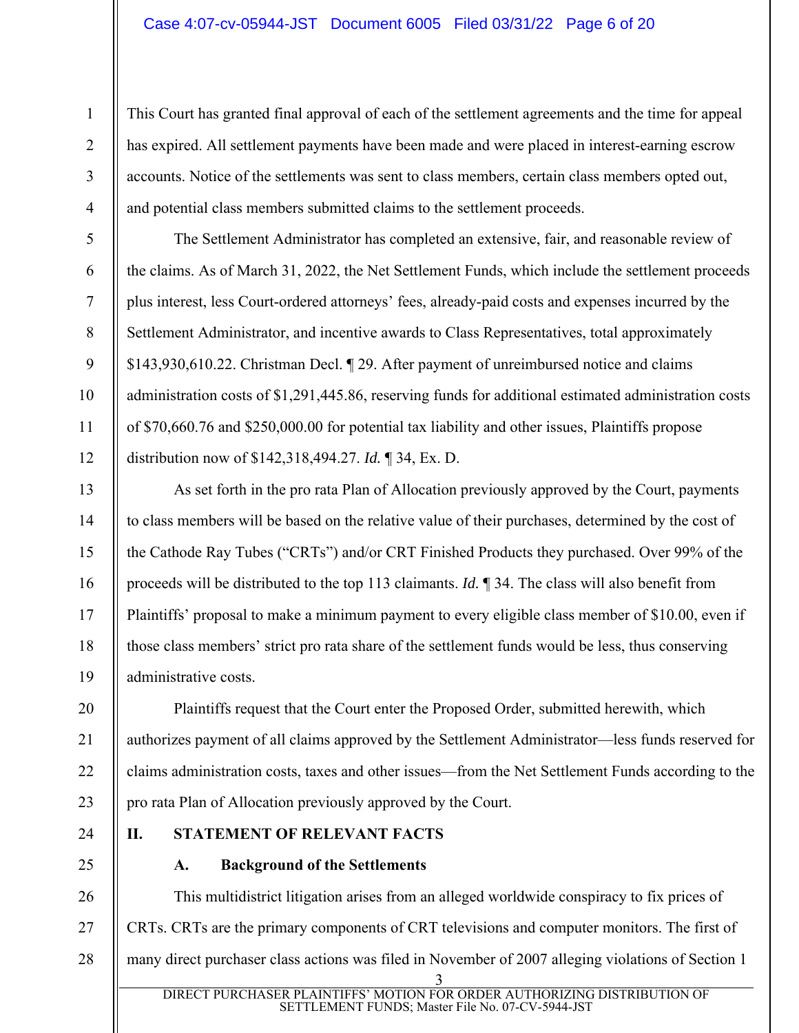This Court has granted final approval of each of the settlement agreements and the time for appeal has expired. All settlement payments have been made and were placed in interest-earning escrow accounts. Notice of the settlements was sent to class members, certain class members opted out, and potential class members submitted claims to the settlement proceeds.

The Settlement Administrator has completed an extensive, fair, and reasonable review of the claims. As of March 31, 2022, the Net Settlement Funds, which include the settlement proceeds plus interest, less Court-ordered attorneys' fees, already-paid costs and expenses incurred by the Settlement Administrator, and incentive awards to Class Representatives, total approximately $143,930,610.22. Christman Decl. ¶ 29. After payment of unreimbursed notice and claims administration costs of $1,291,445.86, reserving funds for additional estimated administration costs of $70,660.76 and $250,000.00 for potential tax liability and other issues, Plaintiffs propose distribution now of $142,318,494.27. *Id.* ¶ 34, Ex. D.

As set forth in the pro rata Plan of Allocation previously approved by the Court, payments to class members will be based on the relative value of their purchases, determined by the cost of the Cathode Ray Tubes ("CRTs") and/or CRT Finished Products they purchased. Over 99% of the proceeds will be distributed to the top 113 claimants. *Id.* ¶ 34. The class will also benefit from Plaintiffs' proposal to make a minimum payment to every eligible class member of $10.00, even if those class members' strict pro rata share of the settlement funds would be less, thus conserving administrative costs.

Plaintiffs request that the Court enter the Proposed Order, submitted herewith, which authorizes payment of all claims approved by the Settlement Administrator—less funds reserved for claims administration costs, taxes and other issues—from the Net Settlement Funds according to the pro rata Plan of Allocation previously approved by the Court.

## II. STATEMENT OF RELEVANT FACTS

### A. Background of the Settlements

This multidistrict litigation arises from an alleged worldwide conspiracy to fix prices of CRTs. CRTs are the primary components of CRT televisions and computer monitors. The first of many direct purchaser class actions was filed in November of 2007 alleging violations of Section 1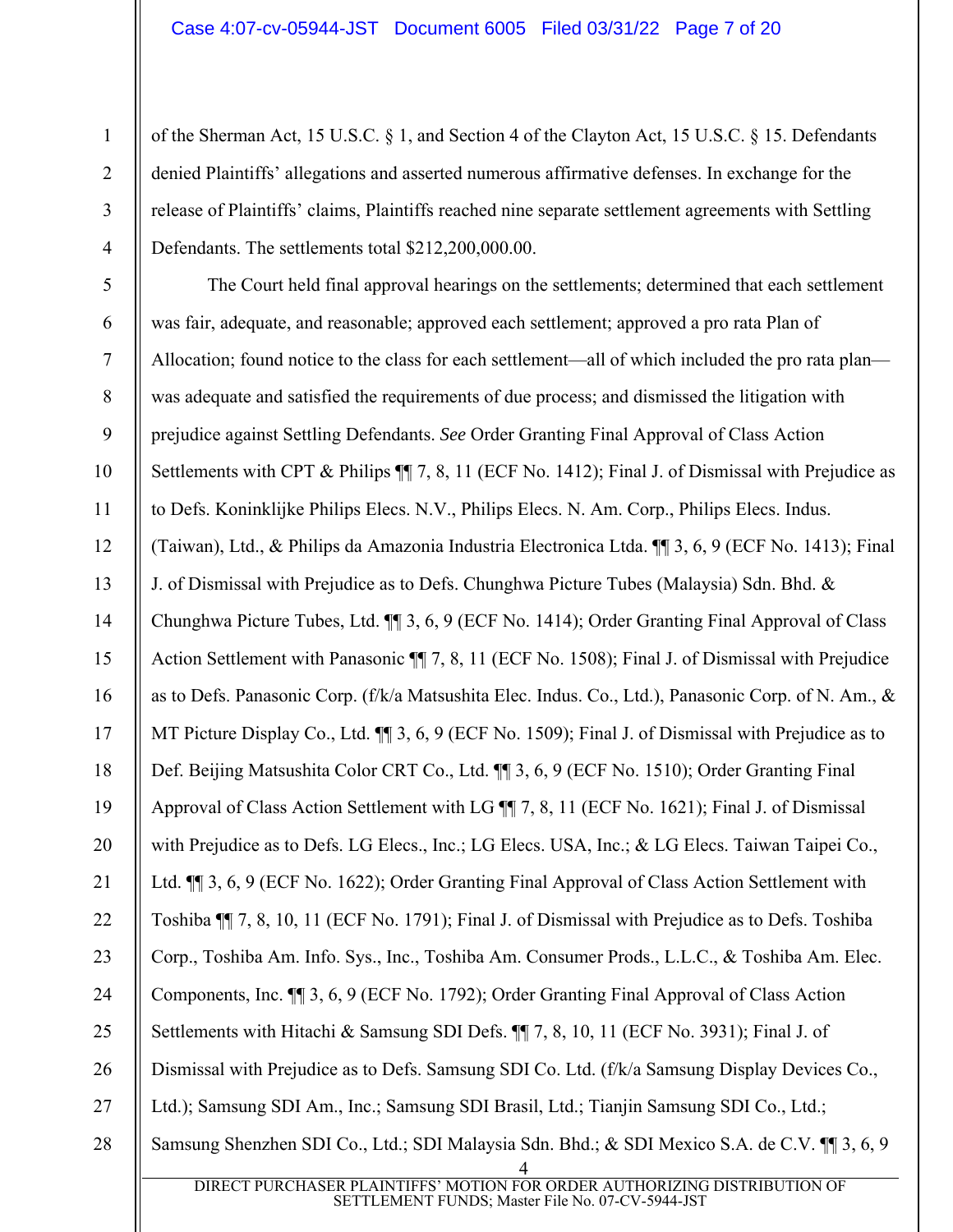of the Sherman Act, 15 U.S.C. § 1, and Section 4 of the Clayton Act, 15 U.S.C. § 15. Defendants denied Plaintiffs' allegations and asserted numerous affirmative defenses. In exchange for the release of Plaintiffs' claims, Plaintiffs reached nine separate settlement agreements with Settling Defendants. The settlements total $212,200,000.00.

The Court held final approval hearings on the settlements; determined that each settlement was fair, adequate, and reasonable; approved each settlement; approved a pro rata Plan of Allocation; found notice to the class for each settlement—all of which included the pro rata plan—was adequate and satisfied the requirements of due process; and dismissed the litigation with prejudice against Settling Defendants. *See* Order Granting Final Approval of Class Action Settlements with CPT & Philips ¶¶ 7, 8, 11 (ECF No. 1412); Final J. of Dismissal with Prejudice as to Defs. Koninklijke Philips Elecs. N.V., Philips Elecs. N. Am. Corp., Philips Elecs. Indus. (Taiwan), Ltd., & Philips da Amazonia Industria Electronica Ltda. ¶¶ 3, 6, 9 (ECF No. 1413); Final J. of Dismissal with Prejudice as to Defs. Chunghwa Picture Tubes (Malaysia) Sdn. Bhd. & Chunghwa Picture Tubes, Ltd. ¶¶ 3, 6, 9 (ECF No. 1414); Order Granting Final Approval of Class Action Settlement with Panasonic ¶¶ 7, 8, 11 (ECF No. 1508); Final J. of Dismissal with Prejudice as to Defs. Panasonic Corp. (f/k/a Matsushita Elec. Indus. Co., Ltd.), Panasonic Corp. of N. Am., & MT Picture Display Co., Ltd. ¶¶ 3, 6, 9 (ECF No. 1509); Final J. of Dismissal with Prejudice as to Def. Beijing Matsushita Color CRT Co., Ltd. ¶¶ 3, 6, 9 (ECF No. 1510); Order Granting Final Approval of Class Action Settlement with LG ¶¶ 7, 8, 11 (ECF No. 1621); Final J. of Dismissal with Prejudice as to Defs. LG Elecs., Inc.; LG Elecs. USA, Inc.; & LG Elecs. Taiwan Taipei Co., Ltd. ¶¶ 3, 6, 9 (ECF No. 1622); Order Granting Final Approval of Class Action Settlement with Toshiba ¶¶ 7, 8, 10, 11 (ECF No. 1791); Final J. of Dismissal with Prejudice as to Defs. Toshiba Corp., Toshiba Am. Info. Sys., Inc., Toshiba Am. Consumer Prods., L.L.C., & Toshiba Am. Elec. Components, Inc. ¶¶ 3, 6, 9 (ECF No. 1792); Order Granting Final Approval of Class Action Settlements with Hitachi & Samsung SDI Defs. ¶¶ 7, 8, 10, 11 (ECF No. 3931); Final J. of Dismissal with Prejudice as to Defs. Samsung SDI Co. Ltd. (f/k/a Samsung Display Devices Co., Ltd.); Samsung SDI Am., Inc.; Samsung SDI Brasil, Ltd.; Tianjin Samsung SDI Co., Ltd.; Samsung Shenzhen SDI Co., Ltd.; SDI Malaysia Sdn. Bhd.; & SDI Mexico S.A. de C.V. ¶¶ 3, 6, 9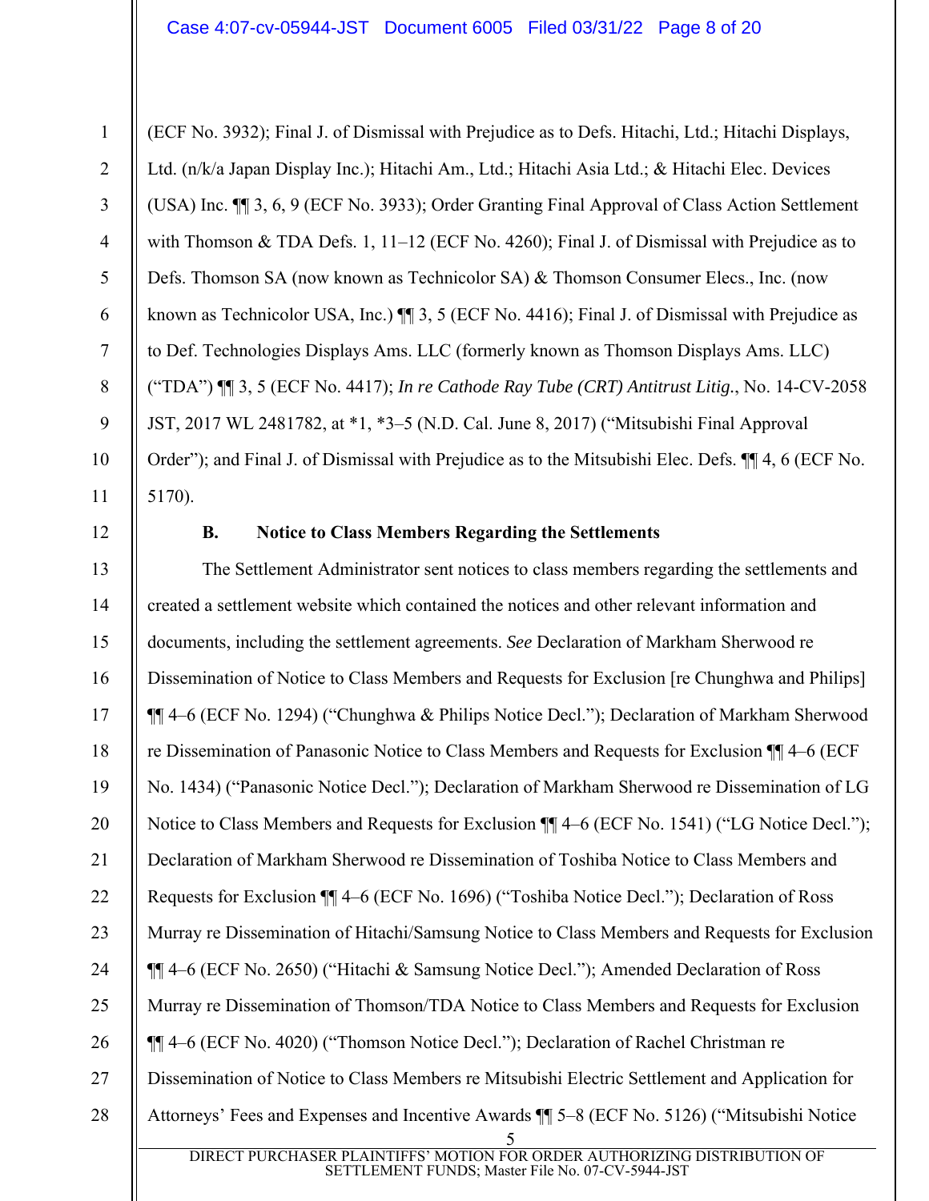(ECF No. 3932); Final J. of Dismissal with Prejudice as to Defs. Hitachi, Ltd.; Hitachi Displays, Ltd. (n/k/a Japan Display Inc.); Hitachi Am., Ltd.; Hitachi Asia Ltd.; & Hitachi Elec. Devices (USA) Inc. ¶¶ 3, 6, 9 (ECF No. 3933); Order Granting Final Approval of Class Action Settlement with Thomson & TDA Defs. 1, 11–12 (ECF No. 4260); Final J. of Dismissal with Prejudice as to Defs. Thomson SA (now known as Technicolor SA) & Thomson Consumer Elecs., Inc. (now known as Technicolor USA, Inc.) ¶¶ 3, 5 (ECF No. 4416); Final J. of Dismissal with Prejudice as to Def. Technologies Displays Ams. LLC (formerly known as Thomson Displays Ams. LLC) ("TDA") ¶¶ 3, 5 (ECF No. 4417); *In re Cathode Ray Tube (CRT) Antitrust Litig.*, No. 14-CV-2058 JST, 2017 WL 2481782, at *1, *3–5 (N.D. Cal. June 8, 2017) ("Mitsubishi Final Approval Order"); and Final J. of Dismissal with Prejudice as to the Mitsubishi Elec. Defs. ¶¶ 4, 6 (ECF No. 5170).

**B. Notice to Class Members Regarding the Settlements**

The Settlement Administrator sent notices to class members regarding the settlements and created a settlement website which contained the notices and other relevant information and documents, including the settlement agreements. *See* Declaration of Markham Sherwood re Dissemination of Notice to Class Members and Requests for Exclusion [re Chunghwa and Philips] ¶¶ 4–6 (ECF No. 1294) ("Chunghwa & Philips Notice Decl."); Declaration of Markham Sherwood re Dissemination of Panasonic Notice to Class Members and Requests for Exclusion ¶¶ 4–6 (ECF No. 1434) ("Panasonic Notice Decl."); Declaration of Markham Sherwood re Dissemination of LG Notice to Class Members and Requests for Exclusion ¶¶ 4–6 (ECF No. 1541) ("LG Notice Decl."); Declaration of Markham Sherwood re Dissemination of Toshiba Notice to Class Members and Requests for Exclusion ¶¶ 4–6 (ECF No. 1696) ("Toshiba Notice Decl."); Declaration of Ross Murray re Dissemination of Hitachi/Samsung Notice to Class Members and Requests for Exclusion ¶¶ 4–6 (ECF No. 2650) ("Hitachi & Samsung Notice Decl."); Amended Declaration of Ross Murray re Dissemination of Thomson/TDA Notice to Class Members and Requests for Exclusion ¶¶ 4–6 (ECF No. 4020) ("Thomson Notice Decl."); Declaration of Rachel Christman re Dissemination of Notice to Class Members re Mitsubishi Electric Settlement and Application for Attorneys' Fees and Expenses and Incentive Awards ¶¶ 5–8 (ECF No. 5126) ("Mitsubishi Notice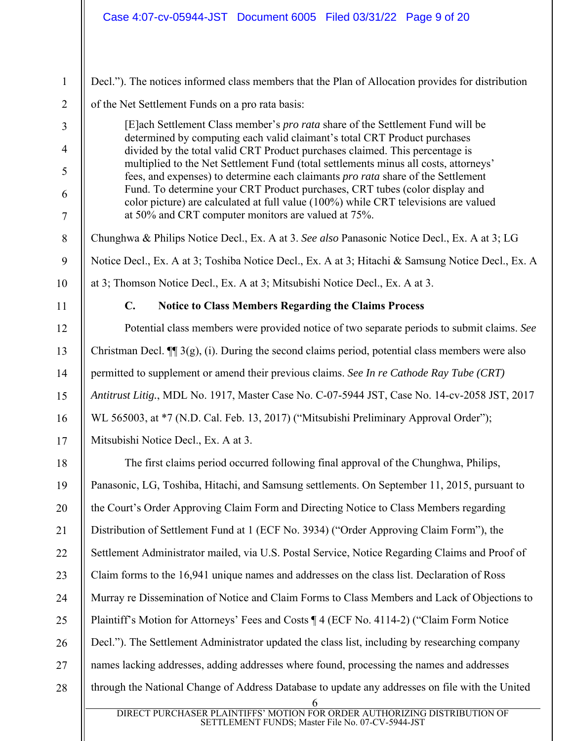Decl."). The notices informed class members that the Plan of Allocation provides for distribution of the Net Settlement Funds on a pro rata basis:

> [E]ach Settlement Class member's *pro rata* share of the Settlement Fund will be determined by computing each valid claimant's total CRT Product purchases divided by the total valid CRT Product purchases claimed. This percentage is multiplied to the Net Settlement Fund (total settlements minus all costs, attorneys' fees, and expenses) to determine each claimants *pro rata* share of the Settlement Fund. To determine your CRT Product purchases, CRT tubes (color display and color picture) are calculated at full value (100%) while CRT televisions are valued at 50% and CRT computer monitors are valued at 75%.

Chunghwa & Philips Notice Decl., Ex. A at 3. *See also* Panasonic Notice Decl., Ex. A at 3; LG Notice Decl., Ex. A at 3; Toshiba Notice Decl., Ex. A at 3; Hitachi & Samsung Notice Decl., Ex. A at 3; Thomson Notice Decl., Ex. A at 3; Mitsubishi Notice Decl., Ex. A at 3.

### C. Notice to Class Members Regarding the Claims Process

Potential class members were provided notice of two separate periods to submit claims. *See* Christman Decl. ¶¶ 3(g), (i). During the second claims period, potential class members were also permitted to supplement or amend their previous claims. *See In re Cathode Ray Tube (CRT) Antitrust Litig.*, MDL No. 1917, Master Case No. C-07-5944 JST, Case No. 14-cv-2058 JST, 2017 WL 565003, at *7 (N.D. Cal. Feb. 13, 2017) ("Mitsubishi Preliminary Approval Order"); Mitsubishi Notice Decl., Ex. A at 3.

The first claims period occurred following final approval of the Chunghwa, Philips, Panasonic, LG, Toshiba, Hitachi, and Samsung settlements. On September 11, 2015, pursuant to the Court's Order Approving Claim Form and Directing Notice to Class Members regarding Distribution of Settlement Fund at 1 (ECF No. 3934) ("Order Approving Claim Form"), the Settlement Administrator mailed, via U.S. Postal Service, Notice Regarding Claims and Proof of Claim forms to the 16,941 unique names and addresses on the class list. Declaration of Ross Murray re Dissemination of Notice and Claim Forms to Class Members and Lack of Objections to Plaintiff's Motion for Attorneys' Fees and Costs ¶ 4 (ECF No. 4114-2) ("Claim Form Notice Decl."). The Settlement Administrator updated the class list, including by researching company names lacking addresses, adding addresses where found, processing the names and addresses through the National Change of Address Database to update any addresses on file with the United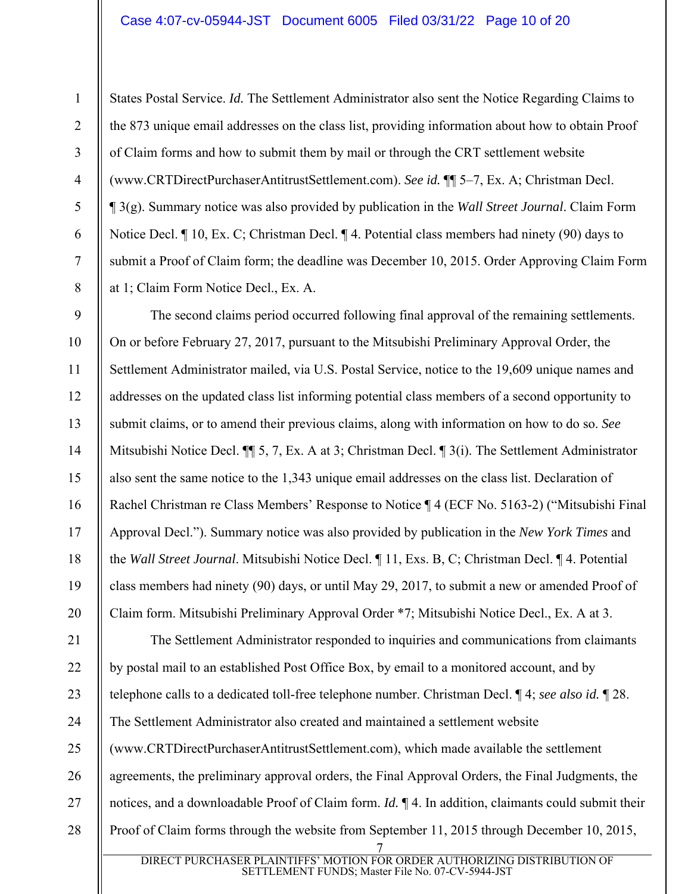States Postal Service. *Id.* The Settlement Administrator also sent the Notice Regarding Claims to the 873 unique email addresses on the class list, providing information about how to obtain Proof of Claim forms and how to submit them by mail or through the CRT settlement website (www.CRTDirectPurchaserAntitrustSettlement.com). *See id.* ¶¶ 5–7, Ex. A; Christman Decl. ¶ 3(g). Summary notice was also provided by publication in the *Wall Street Journal*. Claim Form Notice Decl. ¶ 10, Ex. C; Christman Decl. ¶ 4. Potential class members had ninety (90) days to submit a Proof of Claim form; the deadline was December 10, 2015. Order Approving Claim Form at 1; Claim Form Notice Decl., Ex. A.

The second claims period occurred following final approval of the remaining settlements. On or before February 27, 2017, pursuant to the Mitsubishi Preliminary Approval Order, the Settlement Administrator mailed, via U.S. Postal Service, notice to the 19,609 unique names and addresses on the updated class list informing potential class members of a second opportunity to submit claims, or to amend their previous claims, along with information on how to do so. *See* Mitsubishi Notice Decl. ¶¶ 5, 7, Ex. A at 3; Christman Decl. ¶ 3(i). The Settlement Administrator also sent the same notice to the 1,343 unique email addresses on the class list. Declaration of Rachel Christman re Class Members' Response to Notice ¶ 4 (ECF No. 5163-2) ("Mitsubishi Final Approval Decl."). Summary notice was also provided by publication in the *New York Times* and the *Wall Street Journal*. Mitsubishi Notice Decl. ¶ 11, Exs. B, C; Christman Decl. ¶ 4. Potential class members had ninety (90) days, or until May 29, 2017, to submit a new or amended Proof of Claim form. Mitsubishi Preliminary Approval Order *7; Mitsubishi Notice Decl., Ex. A at 3.

The Settlement Administrator responded to inquiries and communications from claimants by postal mail to an established Post Office Box, by email to a monitored account, and by telephone calls to a dedicated toll-free telephone number. Christman Decl. ¶ 4; *see also id.* ¶ 28. The Settlement Administrator also created and maintained a settlement website (www.CRTDirectPurchaserAntitrustSettlement.com), which made available the settlement agreements, the preliminary approval orders, the Final Approval Orders, the Final Judgments, the notices, and a downloadable Proof of Claim form. *Id.* ¶ 4. In addition, claimants could submit their Proof of Claim forms through the website from September 11, 2015 through December 10, 2015,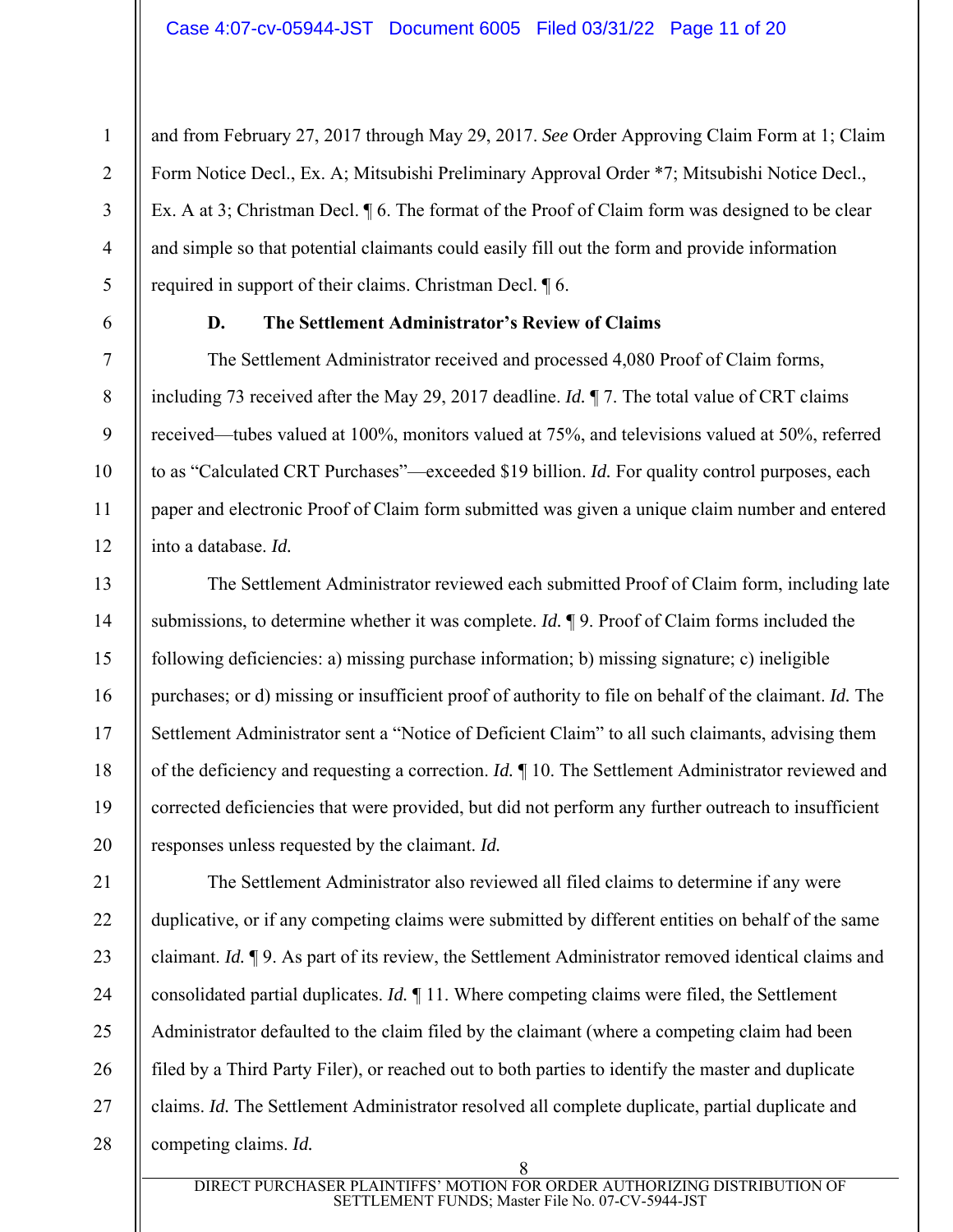and from February 27, 2017 through May 29, 2017. *See* Order Approving Claim Form at 1; Claim Form Notice Decl., Ex. A; Mitsubishi Preliminary Approval Order *7; Mitsubishi Notice Decl., Ex. A at 3; Christman Decl. ¶ 6. The format of the Proof of Claim form was designed to be clear and simple so that potential claimants could easily fill out the form and provide information required in support of their claims. Christman Decl. ¶ 6.

### D. The Settlement Administrator's Review of Claims

The Settlement Administrator received and processed 4,080 Proof of Claim forms, including 73 received after the May 29, 2017 deadline. *Id.* ¶ 7. The total value of CRT claims received—tubes valued at 100%, monitors valued at 75%, and televisions valued at 50%, referred to as "Calculated CRT Purchases"—exceeded $19 billion. *Id.* For quality control purposes, each paper and electronic Proof of Claim form submitted was given a unique claim number and entered into a database. *Id.*

The Settlement Administrator reviewed each submitted Proof of Claim form, including late submissions, to determine whether it was complete. *Id.* ¶ 9. Proof of Claim forms included the following deficiencies: a) missing purchase information; b) missing signature; c) ineligible purchases; or d) missing or insufficient proof of authority to file on behalf of the claimant. *Id.* The Settlement Administrator sent a "Notice of Deficient Claim" to all such claimants, advising them of the deficiency and requesting a correction. *Id.* ¶ 10. The Settlement Administrator reviewed and corrected deficiencies that were provided, but did not perform any further outreach to insufficient responses unless requested by the claimant. *Id.*

The Settlement Administrator also reviewed all filed claims to determine if any were duplicative, or if any competing claims were submitted by different entities on behalf of the same claimant. *Id.* ¶ 9. As part of its review, the Settlement Administrator removed identical claims and consolidated partial duplicates. *Id.* ¶ 11. Where competing claims were filed, the Settlement Administrator defaulted to the claim filed by the claimant (where a competing claim had been filed by a Third Party Filer), or reached out to both parties to identify the master and duplicate claims. *Id.* The Settlement Administrator resolved all complete duplicate, partial duplicate and competing claims. *Id.*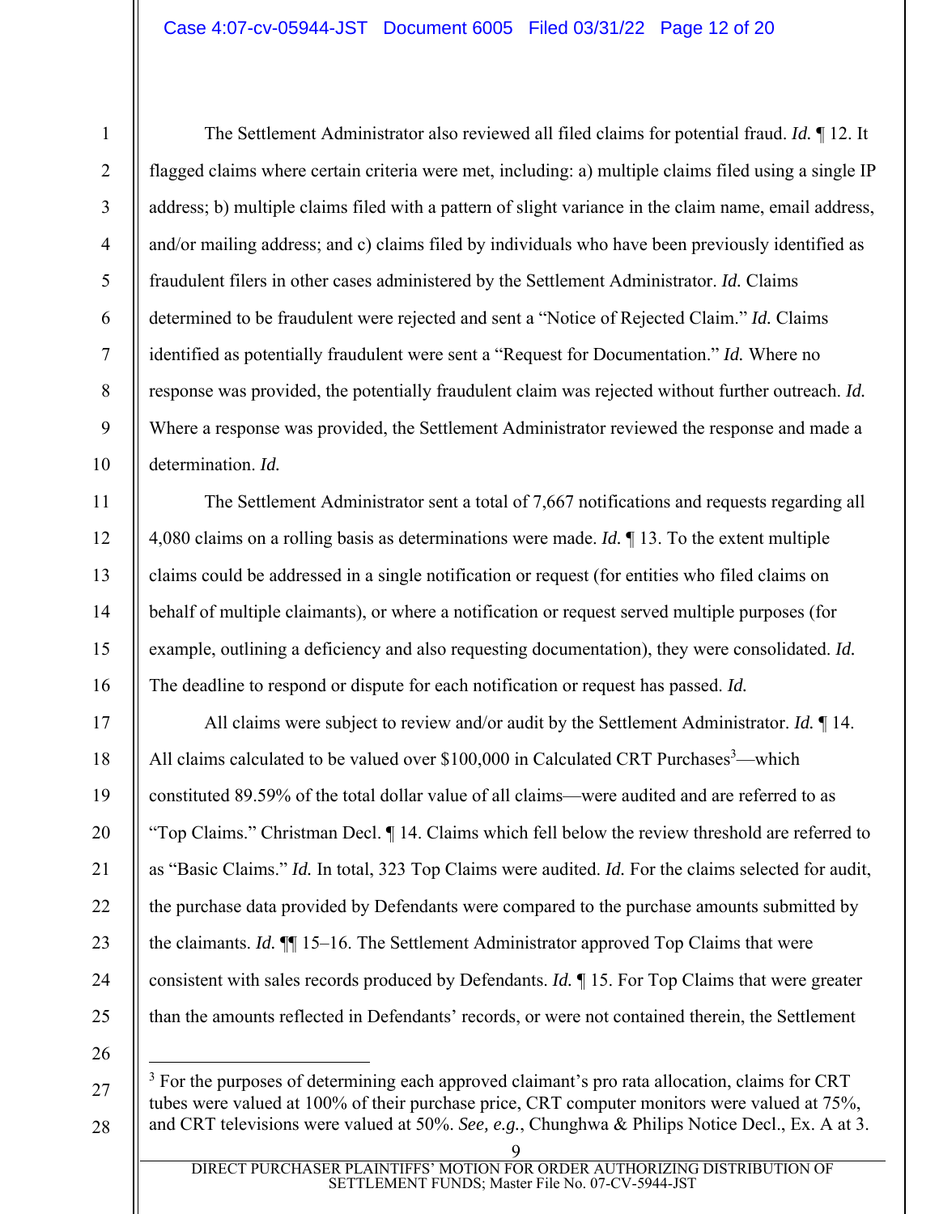The Settlement Administrator also reviewed all filed claims for potential fraud. *Id.* ¶ 12. It flagged claims where certain criteria were met, including: a) multiple claims filed using a single IP address; b) multiple claims filed with a pattern of slight variance in the claim name, email address, and/or mailing address; and c) claims filed by individuals who have been previously identified as fraudulent filers in other cases administered by the Settlement Administrator. *Id.* Claims determined to be fraudulent were rejected and sent a "Notice of Rejected Claim." *Id.* Claims identified as potentially fraudulent were sent a "Request for Documentation." *Id.* Where no response was provided, the potentially fraudulent claim was rejected without further outreach. *Id.* Where a response was provided, the Settlement Administrator reviewed the response and made a determination. *Id.*

The Settlement Administrator sent a total of 7,667 notifications and requests regarding all 4,080 claims on a rolling basis as determinations were made. *Id.* ¶ 13. To the extent multiple claims could be addressed in a single notification or request (for entities who filed claims on behalf of multiple claimants), or where a notification or request served multiple purposes (for example, outlining a deficiency and also requesting documentation), they were consolidated. *Id.* The deadline to respond or dispute for each notification or request has passed. *Id.*

All claims were subject to review and/or audit by the Settlement Administrator. *Id.* ¶ 14. All claims calculated to be valued over $100,000 in Calculated CRT Purchases[3]—which constituted 89.59% of the total dollar value of all claims—were audited and are referred to as "Top Claims." Christman Decl. ¶ 14. Claims which fell below the review threshold are referred to as "Basic Claims." *Id.* In total, 323 Top Claims were audited. *Id.* For the claims selected for audit, the purchase data provided by Defendants were compared to the purchase amounts submitted by the claimants. *Id.* ¶¶ 15–16. The Settlement Administrator approved Top Claims that were consistent with sales records produced by Defendants. *Id.* ¶ 15. For Top Claims that were greater than the amounts reflected in Defendants' records, or were not contained therein, the Settlement

[3] For the purposes of determining each approved claimant's pro rata allocation, claims for CRT tubes were valued at 100% of their purchase price, CRT computer monitors were valued at 75%, and CRT televisions were valued at 50%. *See, e.g.*, Chunghwa & Philips Notice Decl., Ex. A at 3.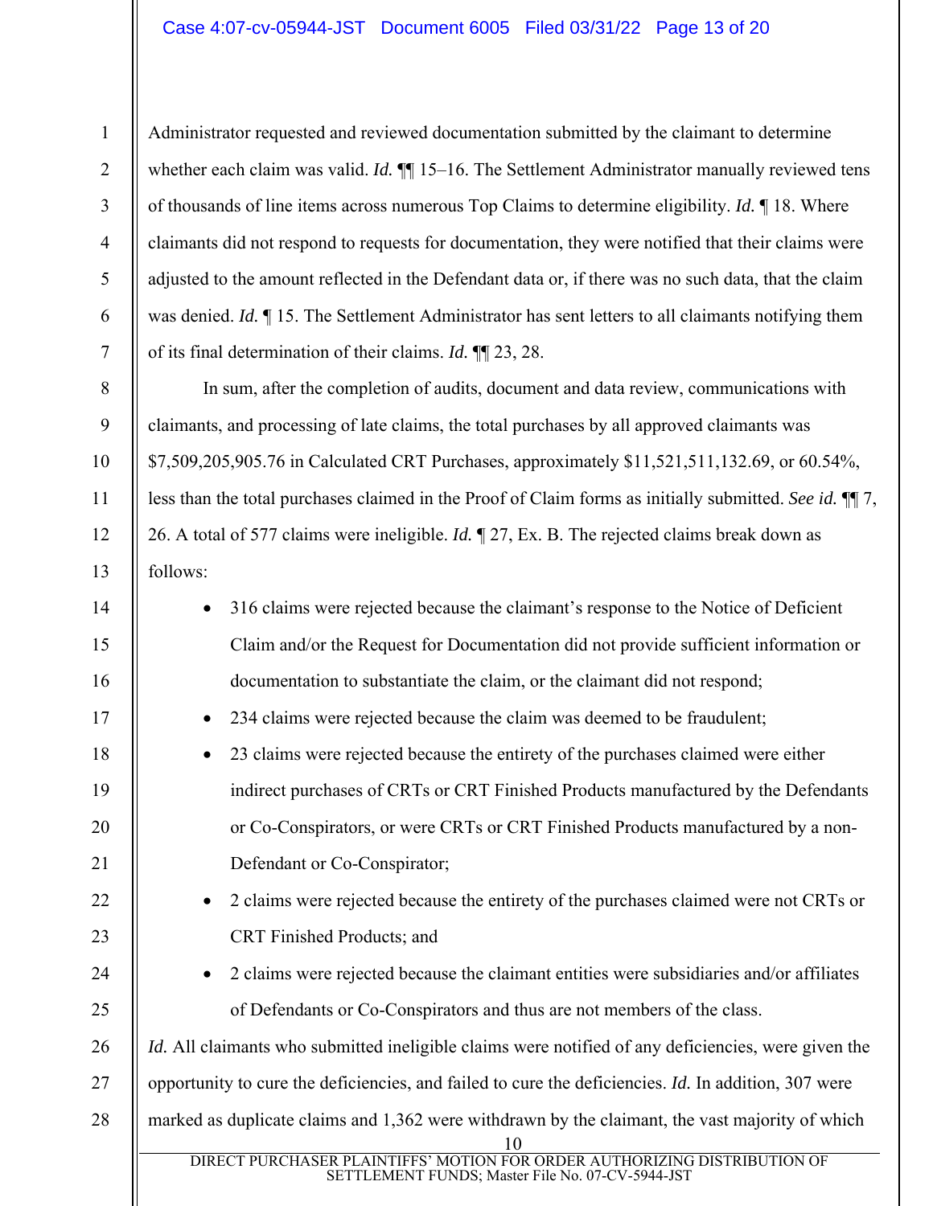Administrator requested and reviewed documentation submitted by the claimant to determine whether each claim was valid. *Id.* ¶¶ 15–16. The Settlement Administrator manually reviewed tens of thousands of line items across numerous Top Claims to determine eligibility. *Id.* ¶ 18. Where claimants did not respond to requests for documentation, they were notified that their claims were adjusted to the amount reflected in the Defendant data or, if there was no such data, that the claim was denied. *Id.* ¶ 15. The Settlement Administrator has sent letters to all claimants notifying them of its final determination of their claims. *Id.* ¶¶ 23, 28.

In sum, after the completion of audits, document and data review, communications with claimants, and processing of late claims, the total purchases by all approved claimants was $7,509,205,905.76 in Calculated CRT Purchases, approximately $11,521,511,132.69, or 60.54%, less than the total purchases claimed in the Proof of Claim forms as initially submitted. *See id.* ¶¶ 7, 26. A total of 577 claims were ineligible. *Id.* ¶ 27, Ex. B. The rejected claims break down as follows:

- 316 claims were rejected because the claimant's response to the Notice of Deficient Claim and/or the Request for Documentation did not provide sufficient information or documentation to substantiate the claim, or the claimant did not respond;
- 234 claims were rejected because the claim was deemed to be fraudulent;
- 23 claims were rejected because the entirety of the purchases claimed were either indirect purchases of CRTs or CRT Finished Products manufactured by the Defendants or Co-Conspirators, or were CRTs or CRT Finished Products manufactured by a non-Defendant or Co-Conspirator;
- 2 claims were rejected because the entirety of the purchases claimed were not CRTs or CRT Finished Products; and
- 2 claims were rejected because the claimant entities were subsidiaries and/or affiliates of Defendants or Co-Conspirators and thus are not members of the class.

*Id.* All claimants who submitted ineligible claims were notified of any deficiencies, were given the opportunity to cure the deficiencies, and failed to cure the deficiencies. *Id.* In addition, 307 were marked as duplicate claims and 1,362 were withdrawn by the claimant, the vast majority of which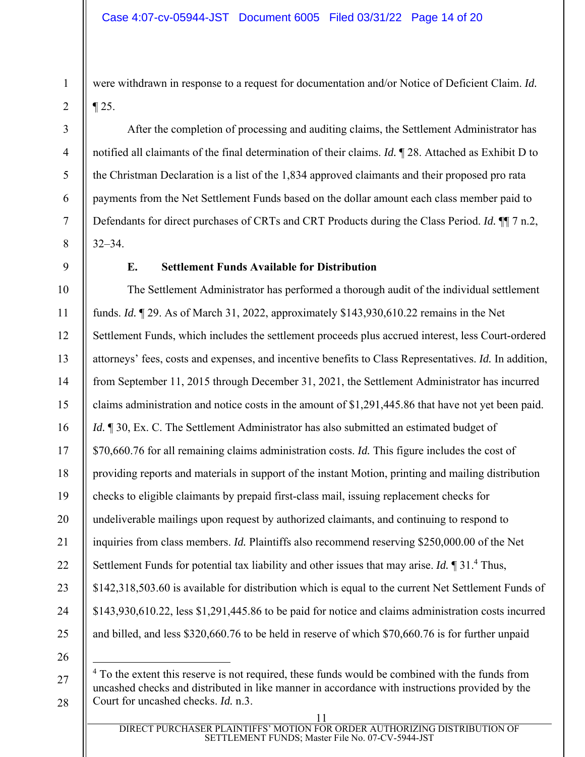were withdrawn in response to a request for documentation and/or Notice of Deficient Claim. *Id.* ¶ 25.

After the completion of processing and auditing claims, the Settlement Administrator has notified all claimants of the final determination of their claims. *Id.* ¶ 28. Attached as Exhibit D to the Christman Declaration is a list of the 1,834 approved claimants and their proposed pro rata payments from the Net Settlement Funds based on the dollar amount each class member paid to Defendants for direct purchases of CRTs and CRT Products during the Class Period. *Id.* ¶¶ 7 n.2, 32–34.

### E. Settlement Funds Available for Distribution

The Settlement Administrator has performed a thorough audit of the individual settlement funds. *Id.* ¶ 29. As of March 31, 2022, approximately $143,930,610.22 remains in the Net Settlement Funds, which includes the settlement proceeds plus accrued interest, less Court-ordered attorneys' fees, costs and expenses, and incentive benefits to Class Representatives. *Id.* In addition, from September 11, 2015 through December 31, 2021, the Settlement Administrator has incurred claims administration and notice costs in the amount of $1,291,445.86 that have not yet been paid. *Id.* ¶ 30, Ex. C. The Settlement Administrator has also submitted an estimated budget of $70,660.76 for all remaining claims administration costs. *Id.* This figure includes the cost of providing reports and materials in support of the instant Motion, printing and mailing distribution checks to eligible claimants by prepaid first-class mail, issuing replacement checks for undeliverable mailings upon request by authorized claimants, and continuing to respond to inquiries from class members. *Id.* Plaintiffs also recommend reserving $250,000.00 of the Net Settlement Funds for potential tax liability and other issues that may arise. *Id.* ¶ 31.[4] Thus, $142,318,503.60 is available for distribution which is equal to the current Net Settlement Funds of $143,930,610.22, less $1,291,445.86 to be paid for notice and claims administration costs incurred and billed, and less $320,660.76 to be held in reserve of which $70,660.76 is for further unpaid

---

[4] To the extent this reserve is not required, these funds would be combined with the funds from uncashed checks and distributed in like manner in accordance with instructions provided by the Court for uncashed checks. *Id.* n.3.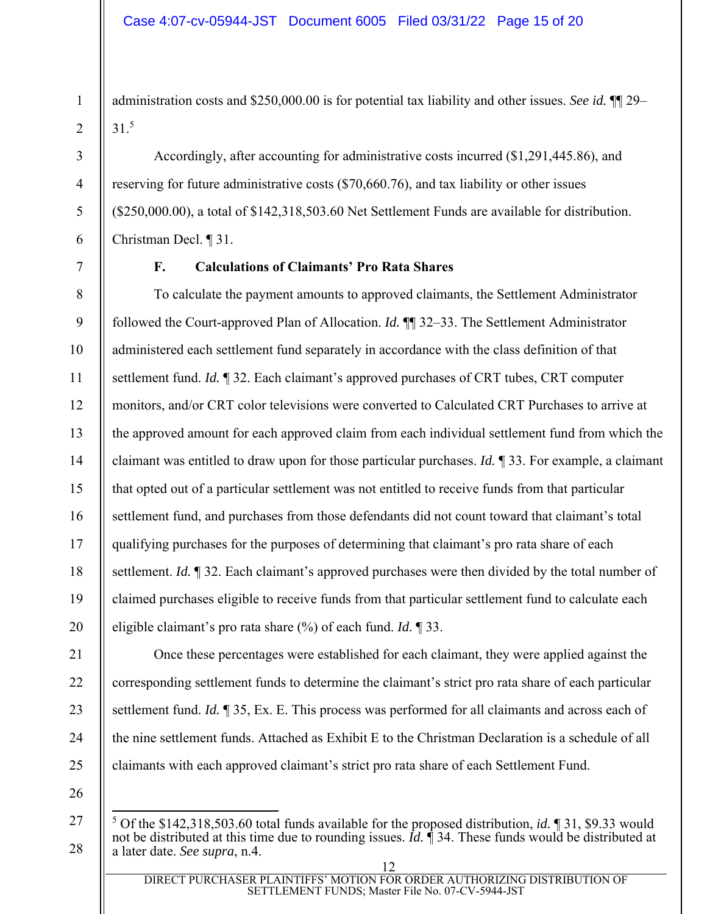administration costs and $250,000.00 is for potential tax liability and other issues. *See id.* ¶¶ 29–31.[5]

Accordingly, after accounting for administrative costs incurred ($1,291,445.86), and reserving for future administrative costs ($70,660.76), and tax liability or other issues ($250,000.00), a total of $142,318,503.60 Net Settlement Funds are available for distribution. Christman Decl. ¶ 31.

### F. Calculations of Claimants' Pro Rata Shares

To calculate the payment amounts to approved claimants, the Settlement Administrator followed the Court-approved Plan of Allocation. *Id.* ¶¶ 32–33. The Settlement Administrator administered each settlement fund separately in accordance with the class definition of that settlement fund. *Id.* ¶ 32. Each claimant's approved purchases of CRT tubes, CRT computer monitors, and/or CRT color televisions were converted to Calculated CRT Purchases to arrive at the approved amount for each approved claim from each individual settlement fund from which the claimant was entitled to draw upon for those particular purchases. *Id.* ¶ 33. For example, a claimant that opted out of a particular settlement was not entitled to receive funds from that particular settlement fund, and purchases from those defendants did not count toward that claimant's total qualifying purchases for the purposes of determining that claimant's pro rata share of each settlement. *Id.* ¶ 32. Each claimant's approved purchases were then divided by the total number of claimed purchases eligible to receive funds from that particular settlement fund to calculate each eligible claimant's pro rata share (%) of each fund. *Id.* ¶ 33.

Once these percentages were established for each claimant, they were applied against the corresponding settlement funds to determine the claimant's strict pro rata share of each particular settlement fund. *Id.* ¶ 35, Ex. E. This process was performed for all claimants and across each of the nine settlement funds. Attached as Exhibit E to the Christman Declaration is a schedule of all claimants with each approved claimant's strict pro rata share of each Settlement Fund.

---

[5] Of the $142,318,503.60 total funds available for the proposed distribution, *id.* ¶ 31, $9.33 would not be distributed at this time due to rounding issues. *Id.* ¶ 34. These funds would be distributed at a later date. *See supra*, n.4.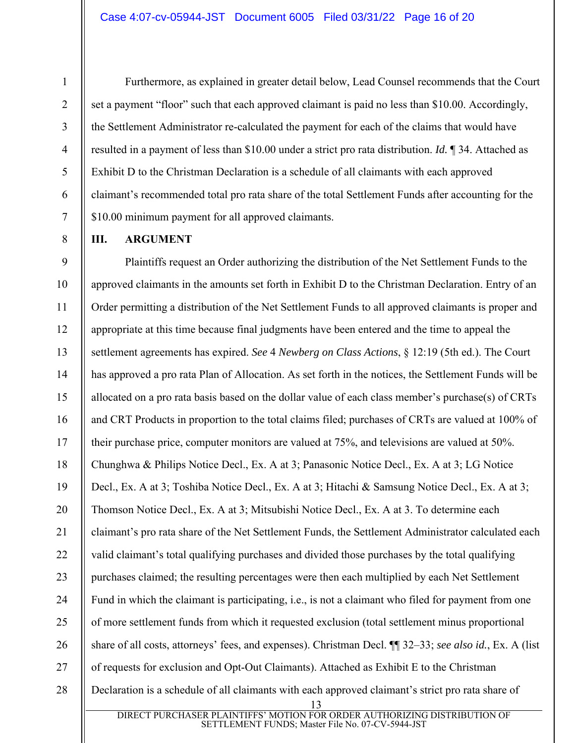Furthermore, as explained in greater detail below, Lead Counsel recommends that the Court set a payment "floor" such that each approved claimant is paid no less than $10.00. Accordingly, the Settlement Administrator re-calculated the payment for each of the claims that would have resulted in a payment of less than $10.00 under a strict pro rata distribution. *Id.* ¶ 34. Attached as Exhibit D to the Christman Declaration is a schedule of all claimants with each approved claimant's recommended total pro rata share of the total Settlement Funds after accounting for the $10.00 minimum payment for all approved claimants.

## III. ARGUMENT

Plaintiffs request an Order authorizing the distribution of the Net Settlement Funds to the approved claimants in the amounts set forth in Exhibit D to the Christman Declaration. Entry of an Order permitting a distribution of the Net Settlement Funds to all approved claimants is proper and appropriate at this time because final judgments have been entered and the time to appeal the settlement agreements has expired. *See* 4 *Newberg on Class Actions*, § 12:19 (5th ed.). The Court has approved a pro rata Plan of Allocation. As set forth in the notices, the Settlement Funds will be allocated on a pro rata basis based on the dollar value of each class member's purchase(s) of CRTs and CRT Products in proportion to the total claims filed; purchases of CRTs are valued at 100% of their purchase price, computer monitors are valued at 75%, and televisions are valued at 50%. Chunghwa & Philips Notice Decl., Ex. A at 3; Panasonic Notice Decl., Ex. A at 3; LG Notice Decl., Ex. A at 3; Toshiba Notice Decl., Ex. A at 3; Hitachi & Samsung Notice Decl., Ex. A at 3; Thomson Notice Decl., Ex. A at 3; Mitsubishi Notice Decl., Ex. A at 3. To determine each claimant's pro rata share of the Net Settlement Funds, the Settlement Administrator calculated each valid claimant's total qualifying purchases and divided those purchases by the total qualifying purchases claimed; the resulting percentages were then each multiplied by each Net Settlement Fund in which the claimant is participating, i.e., is not a claimant who filed for payment from one of more settlement funds from which it requested exclusion (total settlement minus proportional share of all costs, attorneys' fees, and expenses). Christman Decl. ¶¶ 32–33; *see also id.*, Ex. A (list of requests for exclusion and Opt-Out Claimants). Attached as Exhibit E to the Christman Declaration is a schedule of all claimants with each approved claimant's strict pro rata share of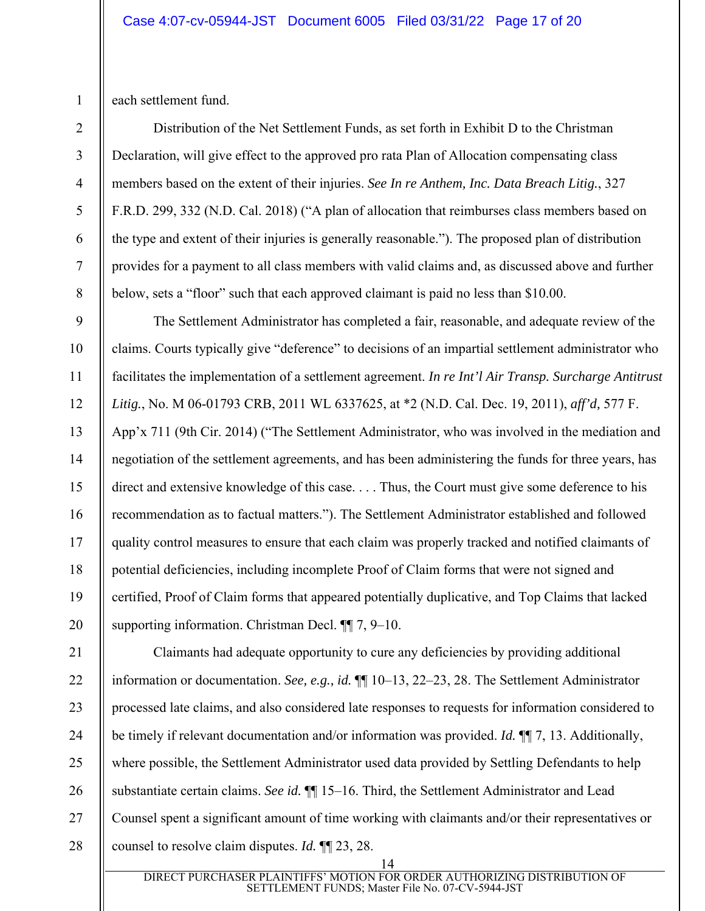each settlement fund.

Distribution of the Net Settlement Funds, as set forth in Exhibit D to the Christman Declaration, will give effect to the approved pro rata Plan of Allocation compensating class members based on the extent of their injuries. *See In re Anthem, Inc. Data Breach Litig.*, 327 F.R.D. 299, 332 (N.D. Cal. 2018) ("A plan of allocation that reimburses class members based on the type and extent of their injuries is generally reasonable."). The proposed plan of distribution provides for a payment to all class members with valid claims and, as discussed above and further below, sets a "floor" such that each approved claimant is paid no less than $10.00.

The Settlement Administrator has completed a fair, reasonable, and adequate review of the claims. Courts typically give "deference" to decisions of an impartial settlement administrator who facilitates the implementation of a settlement agreement. *In re Int'l Air Transp. Surcharge Antitrust Litig.*, No. M 06-01793 CRB, 2011 WL 6337625, at *2 (N.D. Cal. Dec. 19, 2011), *aff'd,* 577 F. App'x 711 (9th Cir. 2014) ("The Settlement Administrator, who was involved in the mediation and negotiation of the settlement agreements, and has been administering the funds for three years, has direct and extensive knowledge of this case. . . . Thus, the Court must give some deference to his recommendation as to factual matters."). The Settlement Administrator established and followed quality control measures to ensure that each claim was properly tracked and notified claimants of potential deficiencies, including incomplete Proof of Claim forms that were not signed and certified, Proof of Claim forms that appeared potentially duplicative, and Top Claims that lacked supporting information. Christman Decl. ¶¶ 7, 9–10.

Claimants had adequate opportunity to cure any deficiencies by providing additional information or documentation. *See, e.g., id.* ¶¶ 10–13, 22–23, 28. The Settlement Administrator processed late claims, and also considered late responses to requests for information considered to be timely if relevant documentation and/or information was provided. *Id.* ¶¶ 7, 13. Additionally, where possible, the Settlement Administrator used data provided by Settling Defendants to help substantiate certain claims. *See id.* ¶¶ 15–16. Third, the Settlement Administrator and Lead Counsel spent a significant amount of time working with claimants and/or their representatives or counsel to resolve claim disputes. *Id.* ¶¶ 23, 28.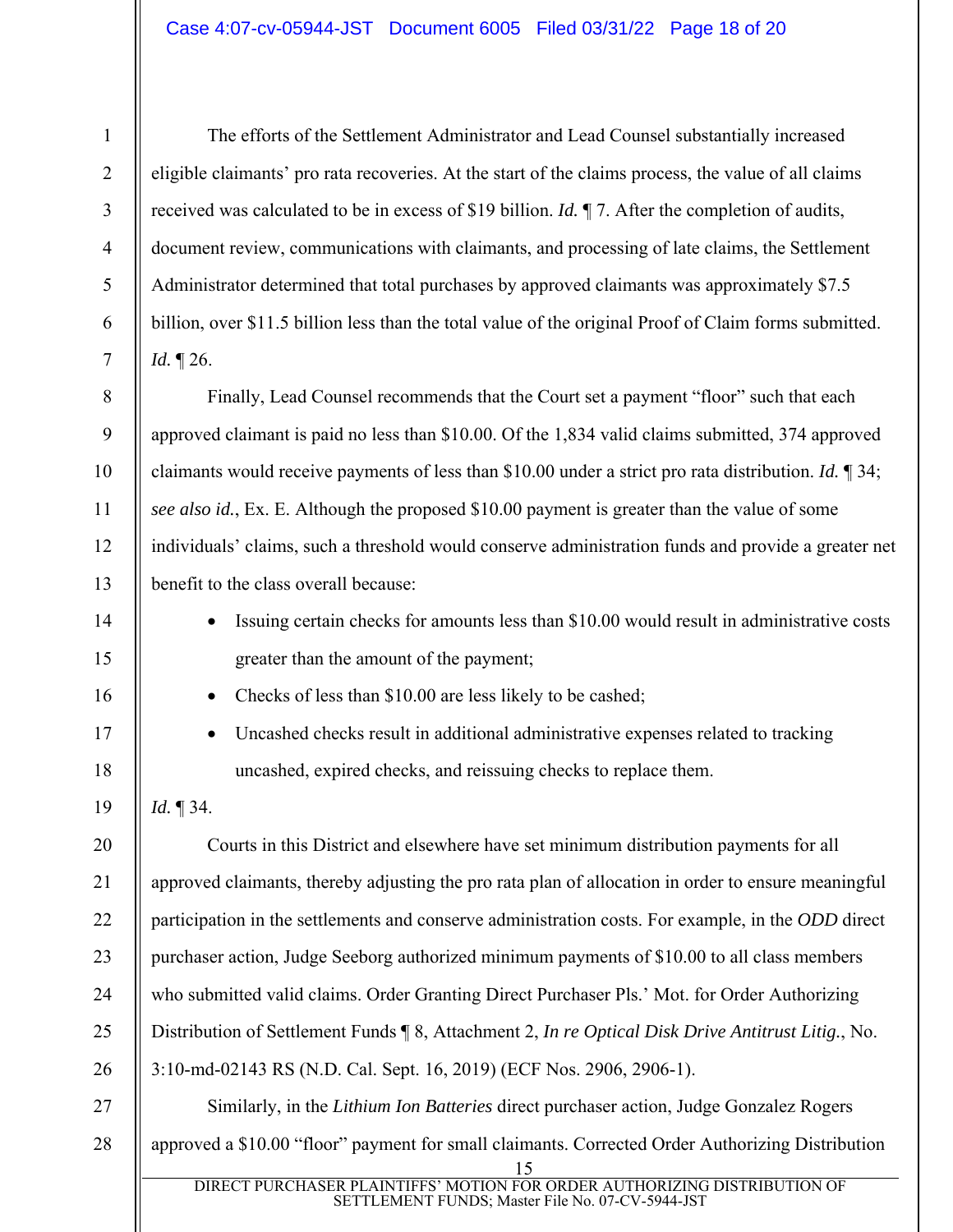The efforts of the Settlement Administrator and Lead Counsel substantially increased eligible claimants' pro rata recoveries. At the start of the claims process, the value of all claims received was calculated to be in excess of $19 billion. *Id.* ¶ 7. After the completion of audits, document review, communications with claimants, and processing of late claims, the Settlement Administrator determined that total purchases by approved claimants was approximately $7.5 billion, over $11.5 billion less than the total value of the original Proof of Claim forms submitted. *Id.* ¶ 26.

Finally, Lead Counsel recommends that the Court set a payment "floor" such that each approved claimant is paid no less than $10.00. Of the 1,834 valid claims submitted, 374 approved claimants would receive payments of less than $10.00 under a strict pro rata distribution. *Id.* ¶ 34; *see also id.*, Ex. E. Although the proposed $10.00 payment is greater than the value of some individuals' claims, such a threshold would conserve administration funds and provide a greater net benefit to the class overall because:

- Issuing certain checks for amounts less than $10.00 would result in administrative costs greater than the amount of the payment;
- Checks of less than $10.00 are less likely to be cashed;
- Uncashed checks result in additional administrative expenses related to tracking uncashed, expired checks, and reissuing checks to replace them.

*Id.* ¶ 34.

Courts in this District and elsewhere have set minimum distribution payments for all approved claimants, thereby adjusting the pro rata plan of allocation in order to ensure meaningful participation in the settlements and conserve administration costs. For example, in the *ODD* direct purchaser action, Judge Seeborg authorized minimum payments of $10.00 to all class members who submitted valid claims. Order Granting Direct Purchaser Pls.' Mot. for Order Authorizing Distribution of Settlement Funds ¶ 8, Attachment 2, *In re Optical Disk Drive Antitrust Litig.*, No. 3:10-md-02143 RS (N.D. Cal. Sept. 16, 2019) (ECF Nos. 2906, 2906-1).

Similarly, in the *Lithium Ion Batteries* direct purchaser action, Judge Gonzalez Rogers approved a $10.00 "floor" payment for small claimants. Corrected Order Authorizing Distribution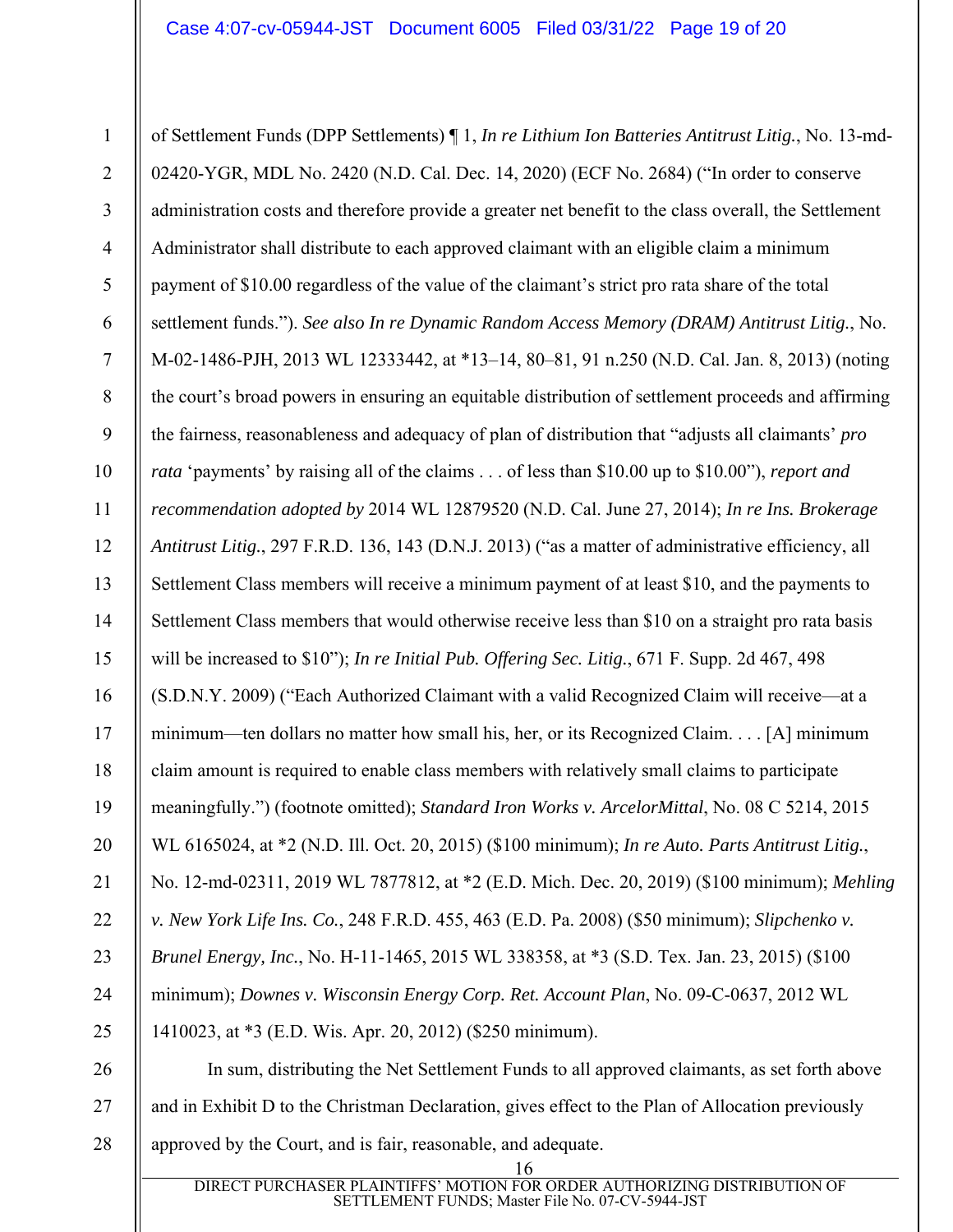of Settlement Funds (DPP Settlements) ¶ 1, *In re Lithium Ion Batteries Antitrust Litig.*, No. 13-md-02420-YGR, MDL No. 2420 (N.D. Cal. Dec. 14, 2020) (ECF No. 2684) ("In order to conserve administration costs and therefore provide a greater net benefit to the class overall, the Settlement Administrator shall distribute to each approved claimant with an eligible claim a minimum payment of $10.00 regardless of the value of the claimant's strict pro rata share of the total settlement funds."). *See also In re Dynamic Random Access Memory (DRAM) Antitrust Litig.*, No. M-02-1486-PJH, 2013 WL 12333442, at *13–14, 80–81, 91 n.250 (N.D. Cal. Jan. 8, 2013) (noting the court's broad powers in ensuring an equitable distribution of settlement proceeds and affirming the fairness, reasonableness and adequacy of plan of distribution that "adjusts all claimants' *pro rata* 'payments' by raising all of the claims . . . of less than $10.00 up to $10.00"), *report and recommendation adopted by* 2014 WL 12879520 (N.D. Cal. June 27, 2014); *In re Ins. Brokerage Antitrust Litig.*, 297 F.R.D. 136, 143 (D.N.J. 2013) ("as a matter of administrative efficiency, all Settlement Class members will receive a minimum payment of at least $10, and the payments to Settlement Class members that would otherwise receive less than $10 on a straight pro rata basis will be increased to $10"); *In re Initial Pub. Offering Sec. Litig.*, 671 F. Supp. 2d 467, 498 (S.D.N.Y. 2009) ("Each Authorized Claimant with a valid Recognized Claim will receive—at a minimum—ten dollars no matter how small his, her, or its Recognized Claim. . . . [A] minimum claim amount is required to enable class members with relatively small claims to participate meaningfully.") (footnote omitted); *Standard Iron Works v. ArcelorMittal*, No. 08 C 5214, 2015 WL 6165024, at *2 (N.D. Ill. Oct. 20, 2015) ($100 minimum); *In re Auto. Parts Antitrust Litig.*, No. 12-md-02311, 2019 WL 7877812, at *2 (E.D. Mich. Dec. 20, 2019) ($100 minimum); *Mehling v. New York Life Ins. Co.*, 248 F.R.D. 455, 463 (E.D. Pa. 2008) ($50 minimum); *Slipchenko v. Brunel Energy, Inc.*, No. H-11-1465, 2015 WL 338358, at *3 (S.D. Tex. Jan. 23, 2015) ($100 minimum); *Downes v. Wisconsin Energy Corp. Ret. Account Plan*, No. 09-C-0637, 2012 WL 1410023, at *3 (E.D. Wis. Apr. 20, 2012) ($250 minimum).

In sum, distributing the Net Settlement Funds to all approved claimants, as set forth above and in Exhibit D to the Christman Declaration, gives effect to the Plan of Allocation previously approved by the Court, and is fair, reasonable, and adequate.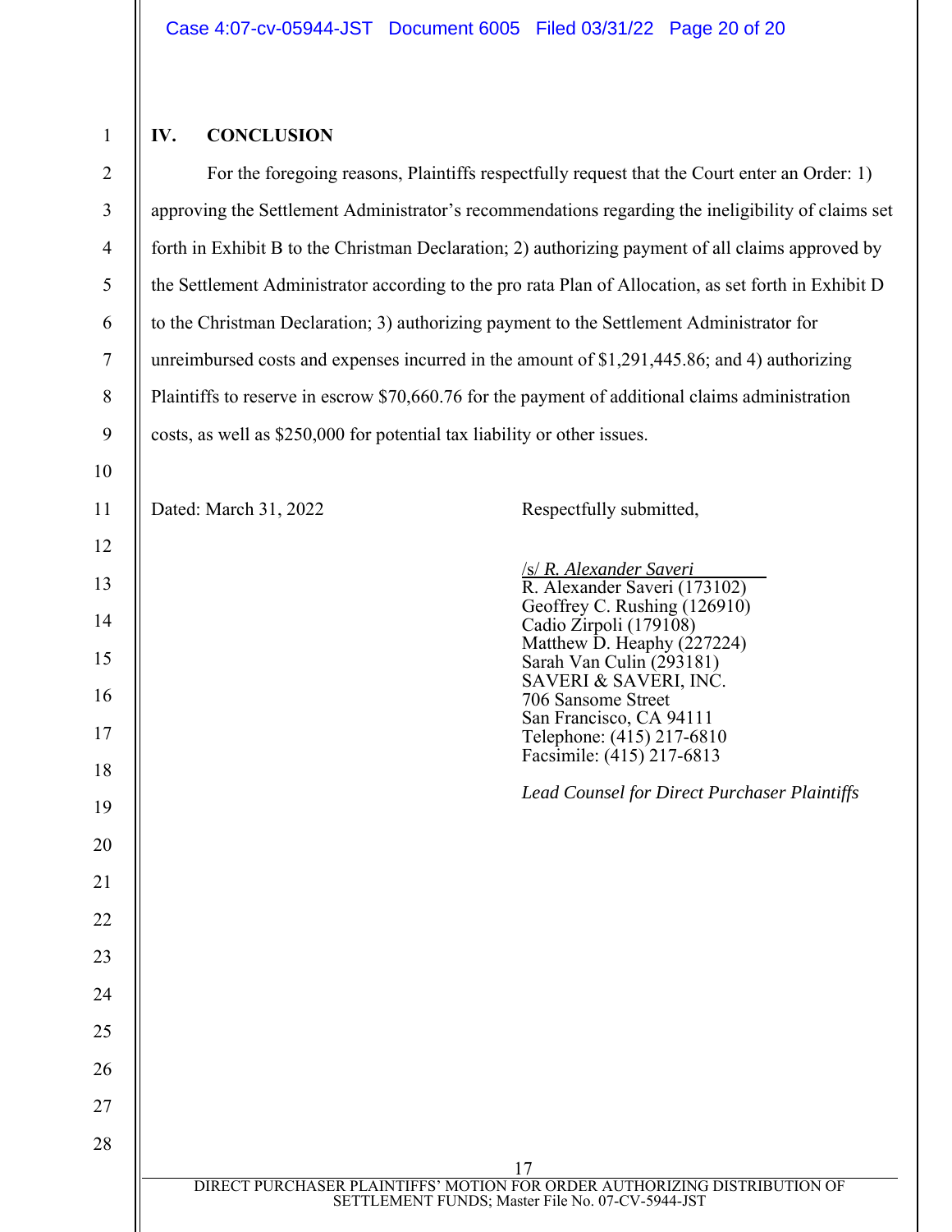## IV. CONCLUSION

For the foregoing reasons, Plaintiffs respectfully request that the Court enter an Order: 1) approving the Settlement Administrator's recommendations regarding the ineligibility of claims set forth in Exhibit B to the Christman Declaration; 2) authorizing payment of all claims approved by the Settlement Administrator according to the pro rata Plan of Allocation, as set forth in Exhibit D to the Christman Declaration; 3) authorizing payment to the Settlement Administrator for unreimbursed costs and expenses incurred in the amount of $1,291,445.86; and 4) authorizing Plaintiffs to reserve in escrow $70,660.76 for the payment of additional claims administration costs, as well as $250,000 for potential tax liability or other issues.

Dated: March 31, 2022

Respectfully submitted,

/s/ *R. Alexander Saveri*
R. Alexander Saveri (173102)
Geoffrey C. Rushing (126910)
Cadio Zirpoli (179108)
Matthew D. Heaphy (227224)
Sarah Van Culin (293181)
SAVERI & SAVERI, INC.
706 Sansome Street
San Francisco, CA 94111
Telephone: (415) 217-6810
Facsimile: (415) 217-6813

*Lead Counsel for Direct Purchaser Plaintiffs*